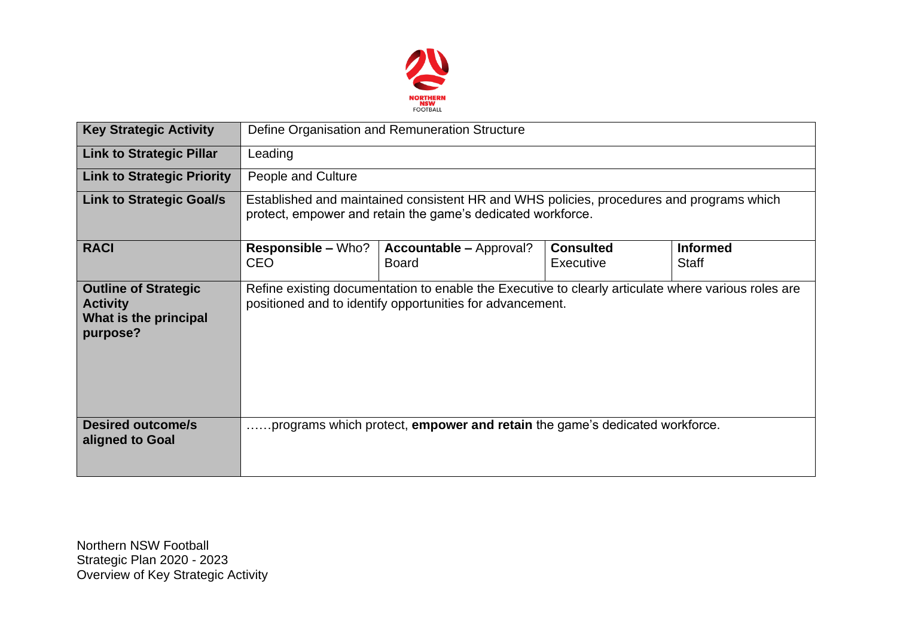| Key Strategic Activity | Define Organisation and Remuneration Structure | | | |
|---|---|---|---|---|
| **Link to Strategic Pillar** | Leading | | | |
| **Link to Strategic Priority** | People and Culture | | | |
| **Link to Strategic Goal/s** | Established and maintained consistent HR and WHS policies, procedures and programs which protect, empower and retain the game's dedicated workforce. | | | |
| **RACI** | **Responsible –** Who?<br>CEO | **Accountable –** Approval?<br>Board | **Consulted**<br>Executive | **Informed**<br>Staff |
| **Outline of Strategic Activity**<br>**What is the principal purpose?** | Refine existing documentation to enable the Executive to clearly articulate where various roles are positioned and to identify opportunities for advancement. | | | |
| **Desired outcome/s aligned to Goal** | ……programs which protect, **empower and retain** the game's dedicated workforce. | | | |

Northern NSW Football
Strategic Plan 2020 - 2023
Overview of Key Strategic Activity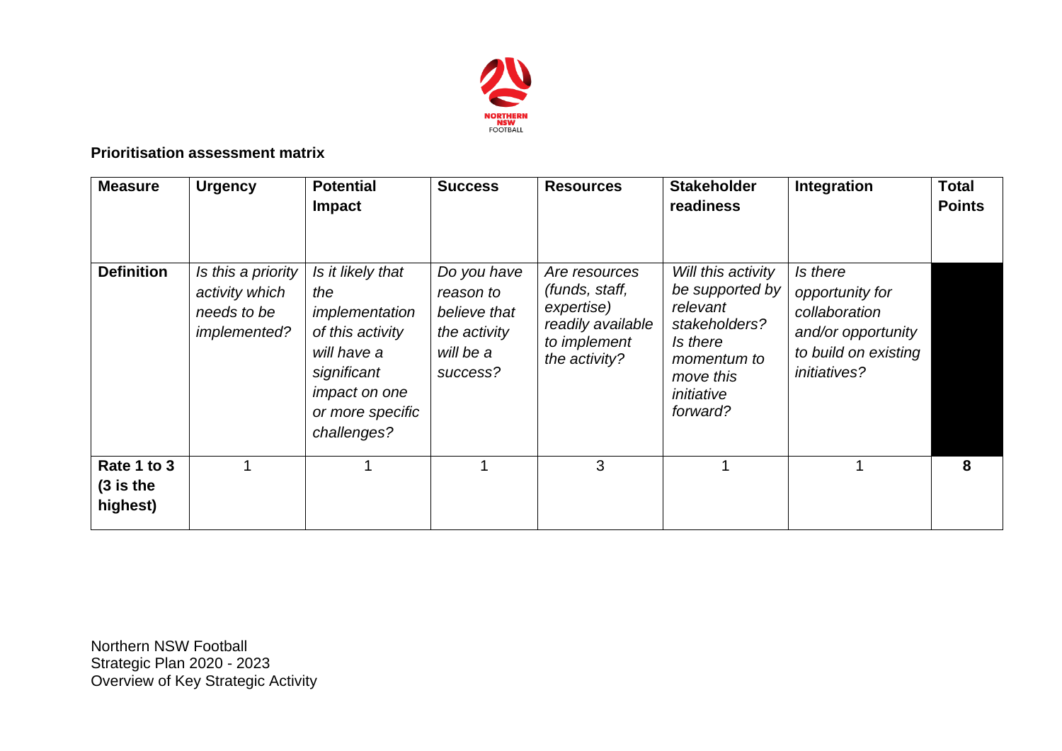**Prioritisation assessment matrix**

| Measure | Urgency | Potential Impact | Success | Resources | Stakeholder readiness | Integration | Total Points |
|---|---|---|---|---|---|---|---|
| **Definition** | *Is this a priority activity which needs to be implemented?* | *Is it likely that the implementation of this activity will have a significant impact on one or more specific challenges?* | *Do you have reason to believe that the activity will be a success?* | *Are resources (funds, staff, expertise) readily available to implement the activity?* | *Will this activity be supported by relevant stakeholders? Is there momentum to move this initiative forward?* | *Is there opportunity for collaboration and/or opportunity to build on existing initiatives?* | |
| **Rate 1 to 3 (3 is the highest)** | 1 | 1 | 1 | 3 | 1 | 1 | **8** |

Northern NSW Football
Strategic Plan 2020 - 2023
Overview of Key Strategic Activity